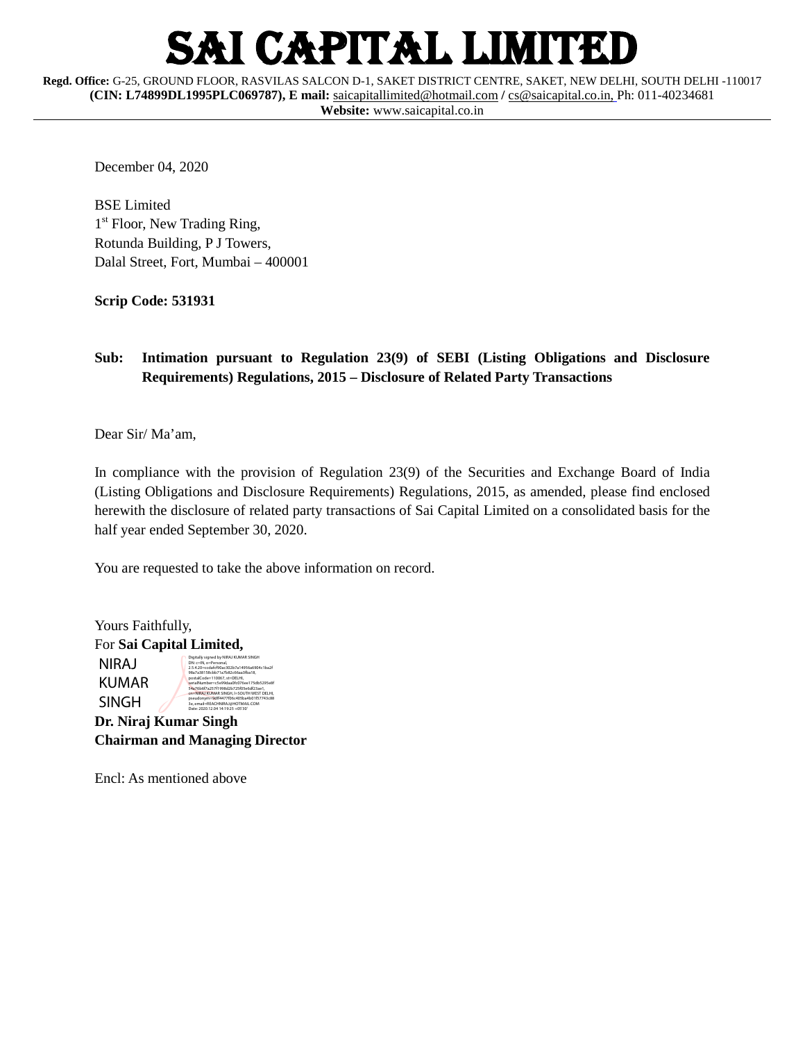# SAI CAPITAL LIMITED

**Regd. Office:** G-25, GROUND FLOOR, RASVILAS SALCON D-1, SAKET DISTRICT CENTRE, SAKET, NEW DELHI, SOUTH DELHI -110017
**(CIN: L74899DL1995PLC069787), E mail:** saicapitallimited@hotmail.com / cs@saicapital.co.in, Ph: 011-40234681
**Website:** www.saicapital.co.in

December 04, 2020

BSE Limited
1st Floor, New Trading Ring,
Rotunda Building, P J Towers,
Dalal Street, Fort, Mumbai – 400001

**Scrip Code: 531931**

**Sub: Intimation pursuant to Regulation 23(9) of SEBI (Listing Obligations and Disclosure Requirements) Regulations, 2015 – Disclosure of Related Party Transactions**

Dear Sir/ Ma'am,

In compliance with the provision of Regulation 23(9) of the Securities and Exchange Board of India (Listing Obligations and Disclosure Requirements) Regulations, 2015, as amended, please find enclosed herewith the disclosure of related party transactions of Sai Capital Limited on a consolidated basis for the half year ended September 30, 2020.

You are requested to take the above information on record.

Yours Faithfully,
For **Sai Capital Limited,**

NIRAJ KUMAR SINGH

Digitally signed by NIRAJ KUMAR SINGH
Date: 2020.12.04 14:19:25 +05'30'

**Dr. Niraj Kumar Singh**
**Chairman and Managing Director**

Encl: As mentioned above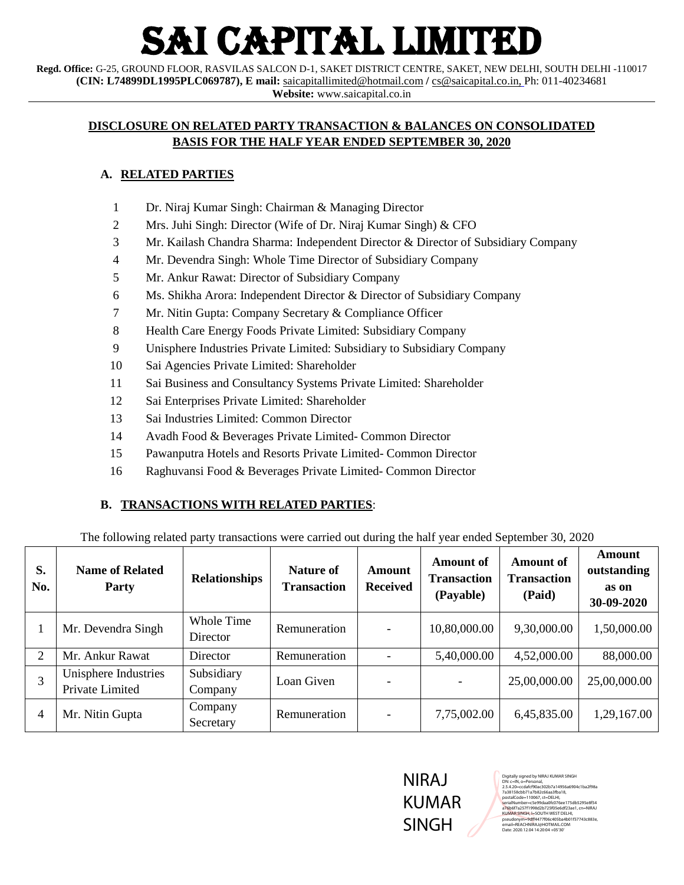# SAI CAPITAL LIMITED

**Regd. Office:** G-25, GROUND FLOOR, RASVILAS SALCON D-1, SAKET DISTRICT CENTRE, SAKET, NEW DELHI, SOUTH DELHI -110017
**(CIN: L74899DL1995PLC069787), E mail:** saicapitallimited@hotmail.com / cs@saicapital.co.in, Ph: 011-40234681
**Website:** www.saicapital.co.in

## DISCLOSURE ON RELATED PARTY TRANSACTION & BALANCES ON CONSOLIDATED BASIS FOR THE HALF YEAR ENDED SEPTEMBER 30, 2020

### A. RELATED PARTIES

1. Dr. Niraj Kumar Singh: Chairman & Managing Director
2. Mrs. Juhi Singh: Director (Wife of Dr. Niraj Kumar Singh) & CFO
3. Mr. Kailash Chandra Sharma: Independent Director & Director of Subsidiary Company
4. Mr. Devendra Singh: Whole Time Director of Subsidiary Company
5. Mr. Ankur Rawat: Director of Subsidiary Company
6. Ms. Shikha Arora: Independent Director & Director of Subsidiary Company
7. Mr. Nitin Gupta: Company Secretary & Compliance Officer
8. Health Care Energy Foods Private Limited: Subsidiary Company
9. Unisphere Industries Private Limited: Subsidiary to Subsidiary Company
10. Sai Agencies Private Limited: Shareholder
11. Sai Business and Consultancy Systems Private Limited: Shareholder
12. Sai Enterprises Private Limited: Shareholder
13. Sai Industries Limited: Common Director
14. Avadh Food & Beverages Private Limited- Common Director
15. Pawanputra Hotels and Resorts Private Limited- Common Director
16. Raghuvansi Food & Beverages Private Limited- Common Director

### B. TRANSACTIONS WITH RELATED PARTIES:

The following related party transactions were carried out during the half year ended September 30, 2020

| S. No. | Name of Related Party | Relationships | Nature of Transaction | Amount Received | Amount of Transaction (Payable) | Amount of Transaction (Paid) | Amount outstanding as on 30-09-2020 |
|---|---|---|---|---|---|---|---|
| 1 | Mr. Devendra Singh | Whole Time Director | Remuneration | - | 10,80,000.00 | 9,30,000.00 | 1,50,000.00 |
| 2 | Mr. Ankur Rawat | Director | Remuneration | - | 5,40,000.00 | 4,52,000.00 | 88,000.00 |
| 3 | Unisphere Industries Private Limited | Subsidiary Company | Loan Given | - | - | 25,00,000.00 | 25,00,000.00 |
| 4 | Mr. Nitin Gupta | Company Secretary | Remuneration | - | 7,75,002.00 | 6,45,835.00 | 1,29,167.00 |

NIRAJ KUMAR SINGH

Digitally signed by NIRAJ KUMAR SINGH
Date: 2020.12.04 14:20:04 +05'30'